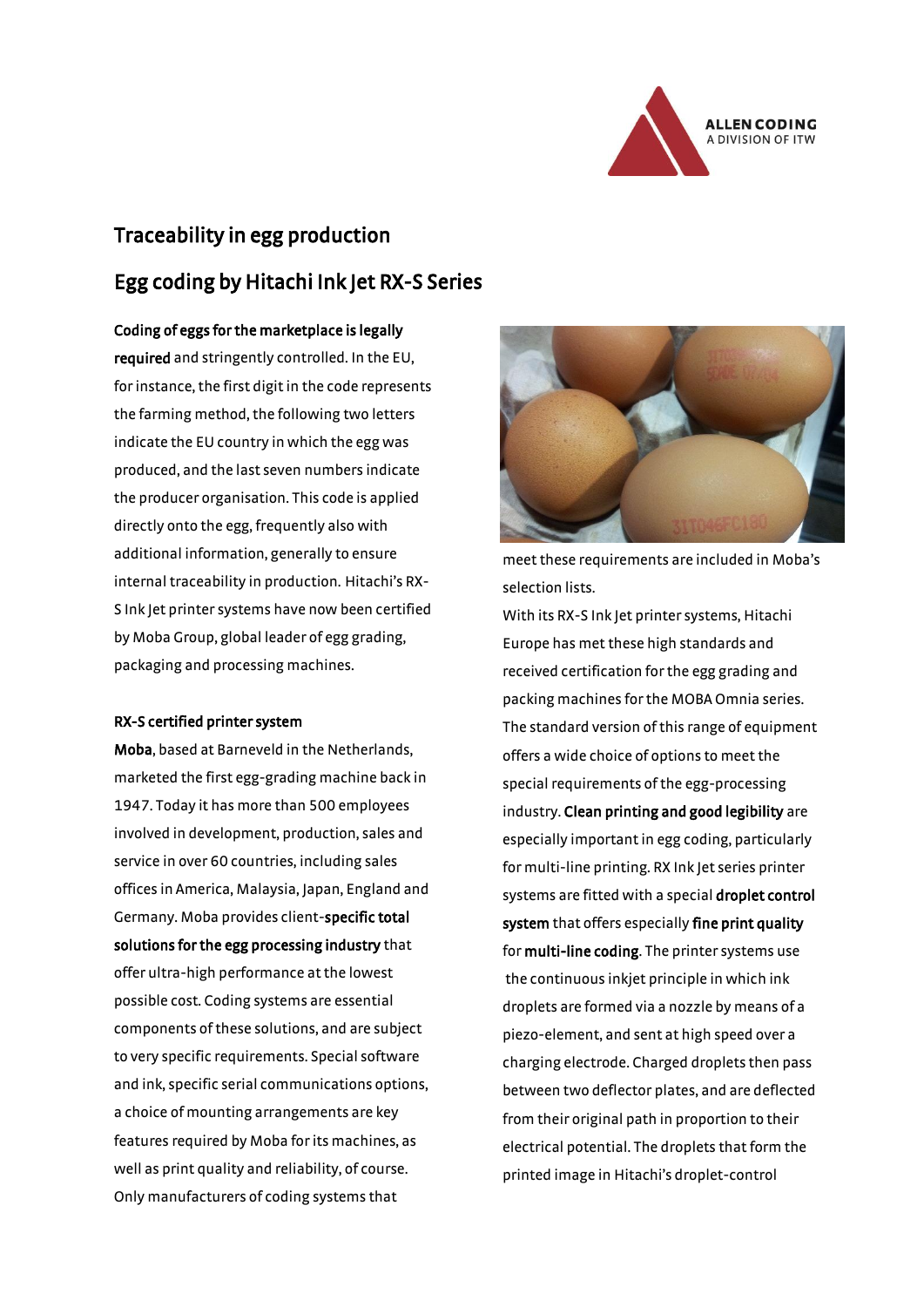# Traceability in egg production

## Egg coding by Hitachi Ink Jet RX-S Series

**Coding of eggs for the marketplace is legally required** and stringently controlled. In the EU, for instance, the first digit in the code represents the farming method, the following two letters indicate the EU country in which the egg was produced, and the last seven numbers indicate the producer organisation. This code is applied directly onto the egg, frequently also with additional information, generally to ensure internal traceability in production. Hitachi's RX-S Ink Jet printer systems have now been certified by Moba Group, global leader of egg grading, packaging and processing machines.

### RX-S certified printer system

**Moba**, based at Barneveld in the Netherlands, marketed the first egg-grading machine back in 1947. Today it has more than 500 employees involved in development, production, sales and service in over 60 countries, including sales offices in America, Malaysia, Japan, England and Germany. Moba provides client-**specific total solutions for the egg processing industry** that offer ultra-high performance at the lowest possible cost. Coding systems are essential components of these solutions, and are subject to very specific requirements. Special software and ink, specific serial communications options, a choice of mounting arrangements are key features required by Moba for its machines, as well as print quality and reliability, of course. Only manufacturers of coding systems that meet these requirements are included in Moba's selection lists.

With its RX-S Ink Jet printer systems, Hitachi Europe has met these high standards and received certification for the egg grading and packing machines for the MOBA Omnia series. The standard version of this range of equipment offers a wide choice of options to meet the special requirements of the egg-processing industry. **Clean printing and good legibility** are especially important in egg coding, particularly for multi-line printing. RX Ink Jet series printer systems are fitted with a special **droplet control system** that offers especially **fine print quality** for **multi-line coding**. The printer systems use the continuous inkjet principle in which ink droplets are formed via a nozzle by means of a piezo-element, and sent at high speed over a charging electrode. Charged droplets then pass between two deflector plates, and are deflected from their original path in proportion to their electrical potential. The droplets that form the printed image in Hitachi's droplet-control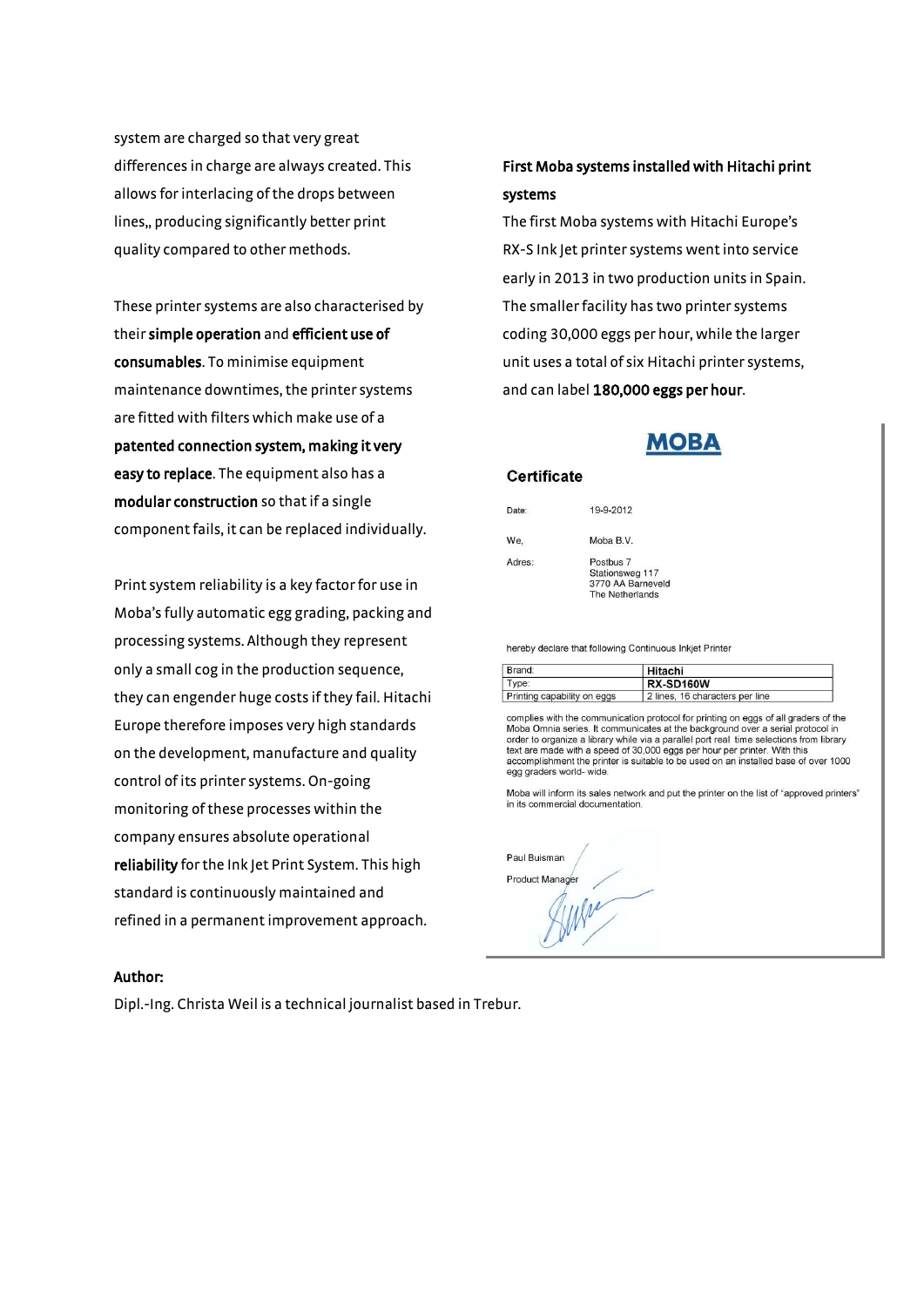system are charged so that very great differences in charge are always created. This allows for interlacing of the drops between lines,, producing significantly better print quality compared to other methods.

These printer systems are also characterised by their **simple operation** and **efficient use of consumables**. To minimise equipment maintenance downtimes, the printer systems are fitted with filters which make use of a **patented connection system, making it very easy to replace**. The equipment also has a **modular construction** so that if a single component fails, it can be replaced individually.

Print system reliability is a key factor for use in Moba's fully automatic egg grading, packing and processing systems. Although they represent only a small cog in the production sequence, they can engender huge costs if they fail. Hitachi Europe therefore imposes very high standards on the development, manufacture and quality control of its printer systems. On-going monitoring of these processes within the company ensures absolute operational **reliability** for the Ink Jet Print System. This high standard is continuously maintained and refined in a permanent improvement approach.

**First Moba systems installed with Hitachi print systems**

The first Moba systems with Hitachi Europe's RX-S Ink Jet printer systems went into service early in 2013 in two production units in Spain. The smaller facility has two printer systems coding 30,000 eggs per hour, while the larger unit uses a total of six Hitachi printer systems, and can label **180,000 eggs per hour**.

**MOBA**

**Certificate**

Date: 19-9-2012

We, Moba B.V.

Adres: Postbus 7
Stationsweg 117
3770 AA Barneveld
The Netherlands

hereby declare that following Continuous Inkjet Printer

| | |
|---|---|
| Brand: | **Hitachi** |
| Type: | **RX-SD160W** |
| Printing capability on eggs | 2 lines, 16 characters per line |

complies with the communication protocol for printing on eggs of all graders of the Moba Omnia series. It communicates at the background over a serial protocol in order to organize a library while via a parallel port real time selections from library text are made with a speed of 30,000 eggs per hour per printer. With this accomplishment the printer is suitable to be used on an installed base of over 1000 egg graders world- wide.

Moba will inform its sales network and put the printer on the list of "approved printers" in its commercial documentation.

Paul Buisman
Product Manager

**Author:**

Dipl.-Ing. Christa Weil is a technical journalist based in Trebur.